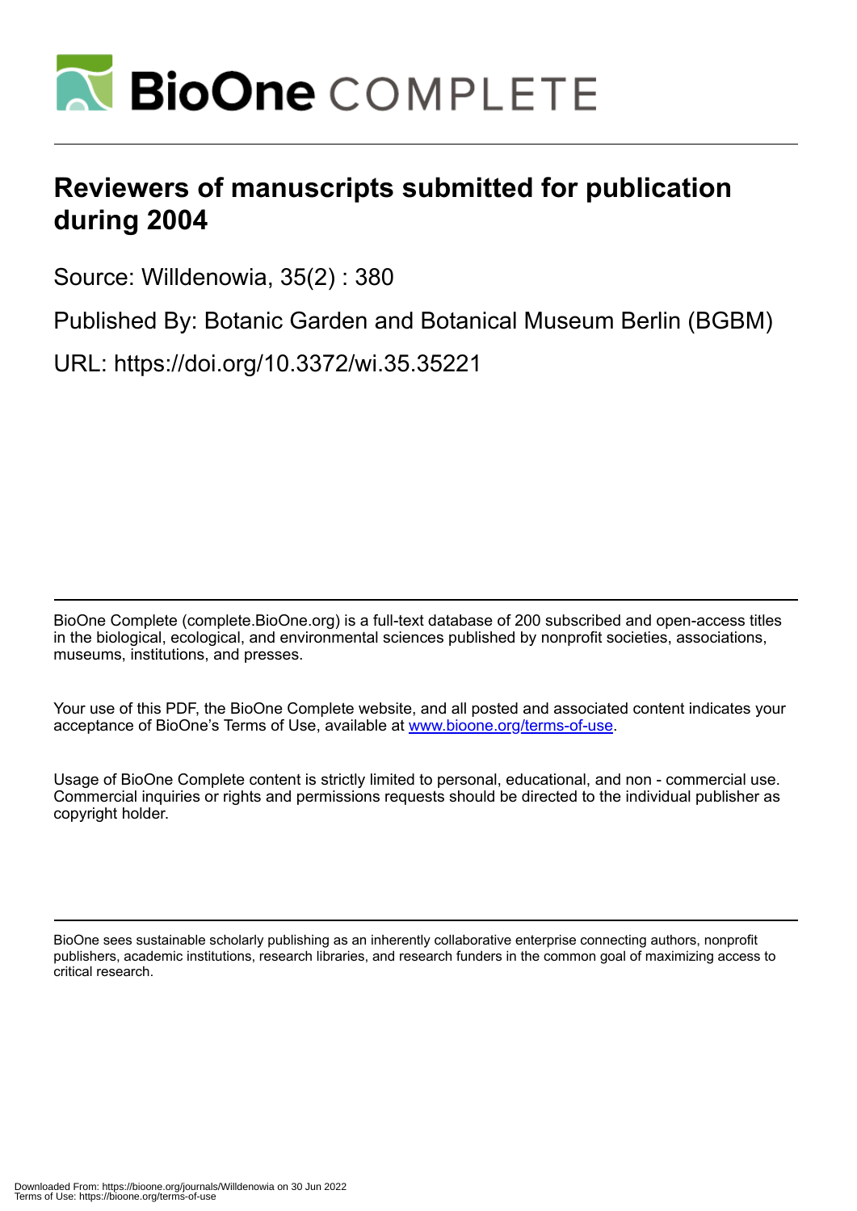# Reviewers of manuscripts submitted for publication during 2004

Source: Willdenowia, 35(2) : 380

Published By: Botanic Garden and Botanical Museum Berlin (BGBM)

URL: https://doi.org/10.3372/wi.35.35221

BioOne Complete (complete.BioOne.org) is a full-text database of 200 subscribed and open-access titles in the biological, ecological, and environmental sciences published by nonprofit societies, associations, museums, institutions, and presses.

Your use of this PDF, the BioOne Complete website, and all posted and associated content indicates your acceptance of BioOne's Terms of Use, available at www.bioone.org/terms-of-use.

Usage of BioOne Complete content is strictly limited to personal, educational, and non - commercial use. Commercial inquiries or rights and permissions requests should be directed to the individual publisher as copyright holder.

BioOne sees sustainable scholarly publishing as an inherently collaborative enterprise connecting authors, nonprofit publishers, academic institutions, research libraries, and research funders in the common goal of maximizing access to critical research.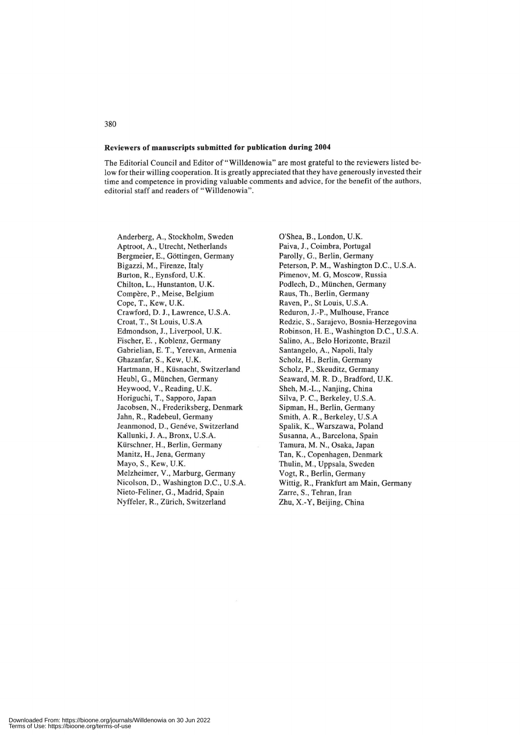## Reviewers of manuscripts submitted for publication during 2004

The Editorial Council and Editor of "Willdenowia" are most grateful to the reviewers listed below for their willing cooperation. It is greatly appreciated that they have generously invested their time and competence in providing valuable comments and advice, for the benefit of the authors, editorial staff and readers of "Willdenowia".

Anderberg, A., Stockholm, Sweden
Aptroot, A., Utrecht, Netherlands
Bergmeier, E., Göttingen, Germany
Bigazzi, M., Firenze, Italy
Burton, R., Eynsford, U.K.
Chilton, L., Hunstanton, U.K.
Compère, P., Meise, Belgium
Cope, T., Kew, U.K.
Crawford, D. J., Lawrence, U.S.A.
Croat, T., St Louis, U.S.A
Edmondson, J., Liverpool, U.K.
Fischer, E. , Koblenz, Germany
Gabrielian, E. T., Yerevan, Armenia
Ghazanfar, S., Kew, U.K.
Hartmann, H., Küsnacht, Switzerland
Heubl, G., München, Germany
Heywood, V., Reading, U.K.
Horiguchi, T., Sapporo, Japan
Jacobsen, N., Frederiksberg, Denmark
Jahn, R., Radebeul, Germany
Jeanmonod, D., Genéve, Switzerland
Kallunki, J. A., Bronx, U.S.A.
Kürschner, H., Berlin, Germany
Manitz, H., Jena, Germany
Mayo, S., Kew, U.K.
Melzheimer, V., Marburg, Germany
Nicolson, D., Washington D.C., U.S.A.
Nieto-Feliner, G., Madrid, Spain
Nyffeler, R., Zürich, Switzerland
O'Shea, B., London, U.K.
Paiva, J., Coimbra, Portugal
Parolly, G., Berlin, Germany
Peterson, P. M., Washington D.C., U.S.A.
Pimenov, M. G, Moscow, Russia
Podlech, D., München, Germany
Raus, Th., Berlin, Germany
Raven, P., St Louis, U.S.A.
Reduron, J.-P., Mulhouse, France
Redzic, S., Sarajevo, Bosnia-Herzegovina
Robinson, H. E., Washington D.C., U.S.A.
Salino, A., Belo Horizonte, Brazil
Santangelo, A., Napoli, Italy
Scholz, H., Berlin, Germany
Scholz, P., Skeuditz, Germany
Seaward, M. R. D., Bradford, U.K.
Sheh, M.-L., Nanjing, China
Silva, P. C., Berkeley, U.S.A.
Sipman, H., Berlin, Germany
Smith, A. R., Berkeley, U.S.A
Spalik, K., Warszawa, Poland
Susanna, A., Barcelona, Spain
Tamura, M. N., Osaka, Japan
Tan, K., Copenhagen, Denmark
Thulin, M., Uppsala, Sweden
Vogt, R., Berlin, Germany
Wittig, R., Frankfurt am Main, Germany
Zarre, S., Tehran, Iran
Zhu, X.-Y, Beijing, China